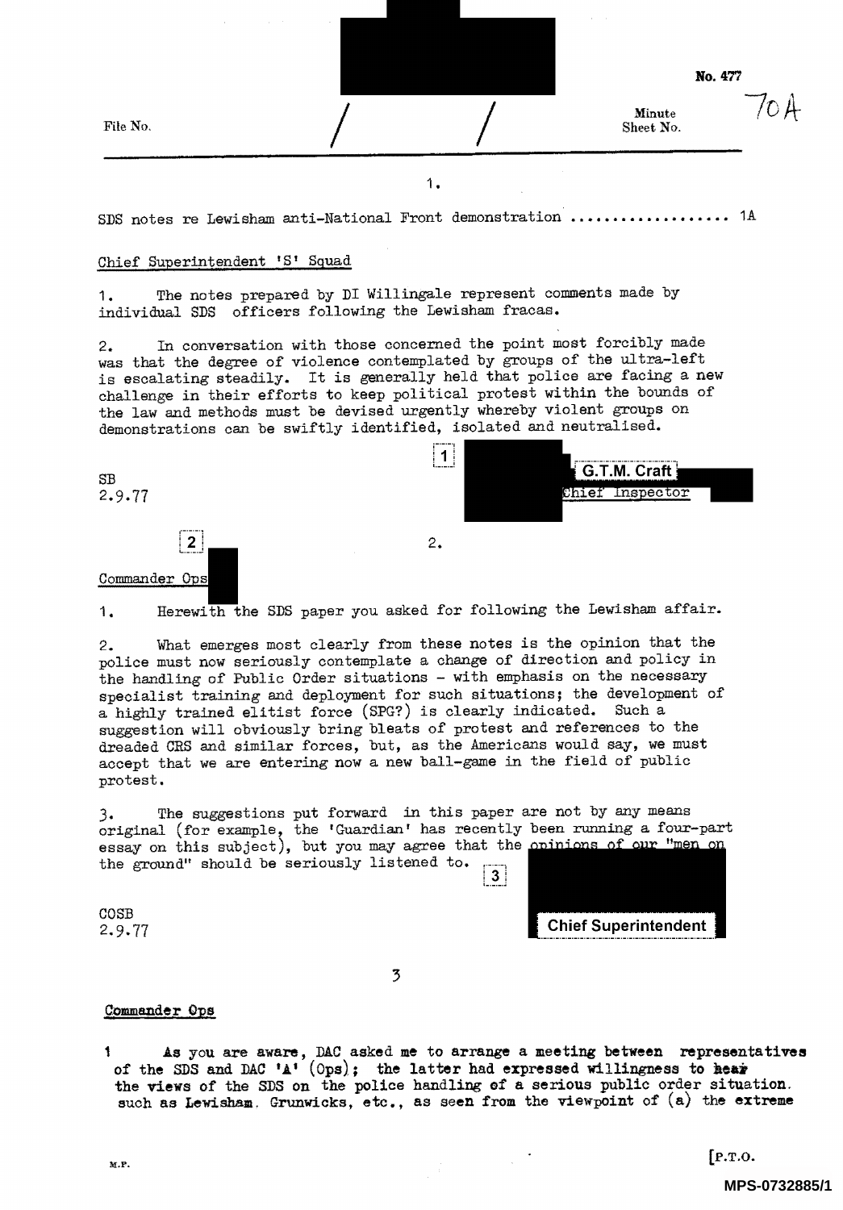No. 477

File No. / / Minute Sheet No. 70A

1.

SDS notes re Lewisham anti-National Front demonstration .................. 1A

Chief Superintendent 'S' Squad

1. The notes prepared by DI Willingale represent comments made by individual SDS officers following the Lewisham fracas.

2. In conversation with those concerned the point most forcibly made was that the degree of violence contemplated by groups of the ultra-left is escalating steadily. It is generally held that police are facing a new challenge in their efforts to keep political protest within the bounds of the law and methods must be devised urgently whereby violent groups on demonstrations can be swiftly identified, isolated and neutralised.

SB
2.9.77

1
G.T.M. Craft
Chief Inspector

2.

2

Commander Ops

1. Herewith the SDS paper you asked for following the Lewisham affair.

2. What emerges most clearly from these notes is the opinion that the police must now seriously contemplate a change of direction and policy in the handling of Public Order situations - with emphasis on the necessary specialist training and deployment for such situations; the development of a highly trained elitist force (SPG?) is clearly indicated. Such a suggestion will obviously bring bleats of protest and references to the dreaded CRS and similar forces, but, as the Americans would say, we must accept that we are entering now a new ball-game in the field of public protest.

3. The suggestions put forward in this paper are not by any means original (for example, the 'Guardian' has recently been running a four-part essay on this subject), but you may agree that the opinions of our "men on the ground" should be seriously listened to.

3

COSB
2.9.77

Chief Superintendent

3

Commander Ops

1 As you are aware, DAC asked me to arrange a meeting between representatives of the SDS and DAC 'A' (Ops); the latter had expressed willingness to hear the views of the SDS on the police handling of a serious public order situation such as Lewisham, Grunwicks, etc., as seen from the viewpoint of (a) the extreme

[P.T.O.

M.P.

MPS-0732885/1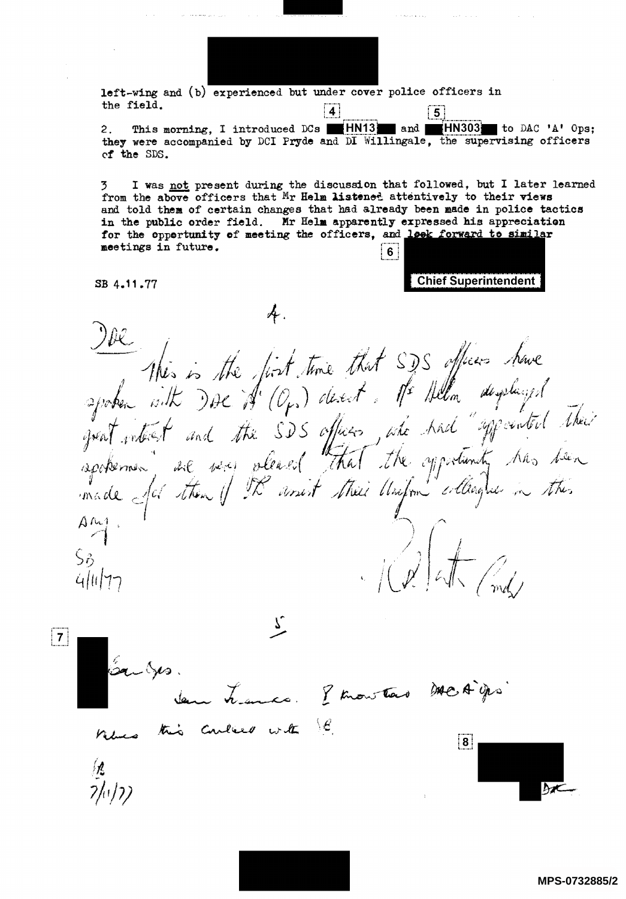left-wing and (b) experienced but under cover police officers in the field.

4 5

2. This morning, I introduced DCs HN13 and HN303 to DAC 'A' Ops; they were accompanied by DCI Pryde and DI Willingale, the supervising officers of the SDS.

3 I was not present during the discussion that followed, but I later learned from the above officers that Mr Helm listened attentively to their views and told them of certain changes that had already been made in police tactics in the public order field. Mr Helm apparently expressed his appreciation for the opportunity of meeting the officers, and look forward to similar meetings in future.

6

Chief Superintendent

SB 4.11.77

4.

DAC

This is the first time that SDS officers have spoken with DAC 'A' (Ops) direct. Mr Helm displayed great interest and the SDS officers, who had "appointed their spokesmen" are very pleased that the opportunity has been made for them to assist their Uniform colleagues in this way.

SB
4/11/77

[signature] Cmdr

5

7

Seen Yes.

Sam Franco. I know that DAC A Ops' views this coincide with SE.

[initials]
7/11/77

8

DAC